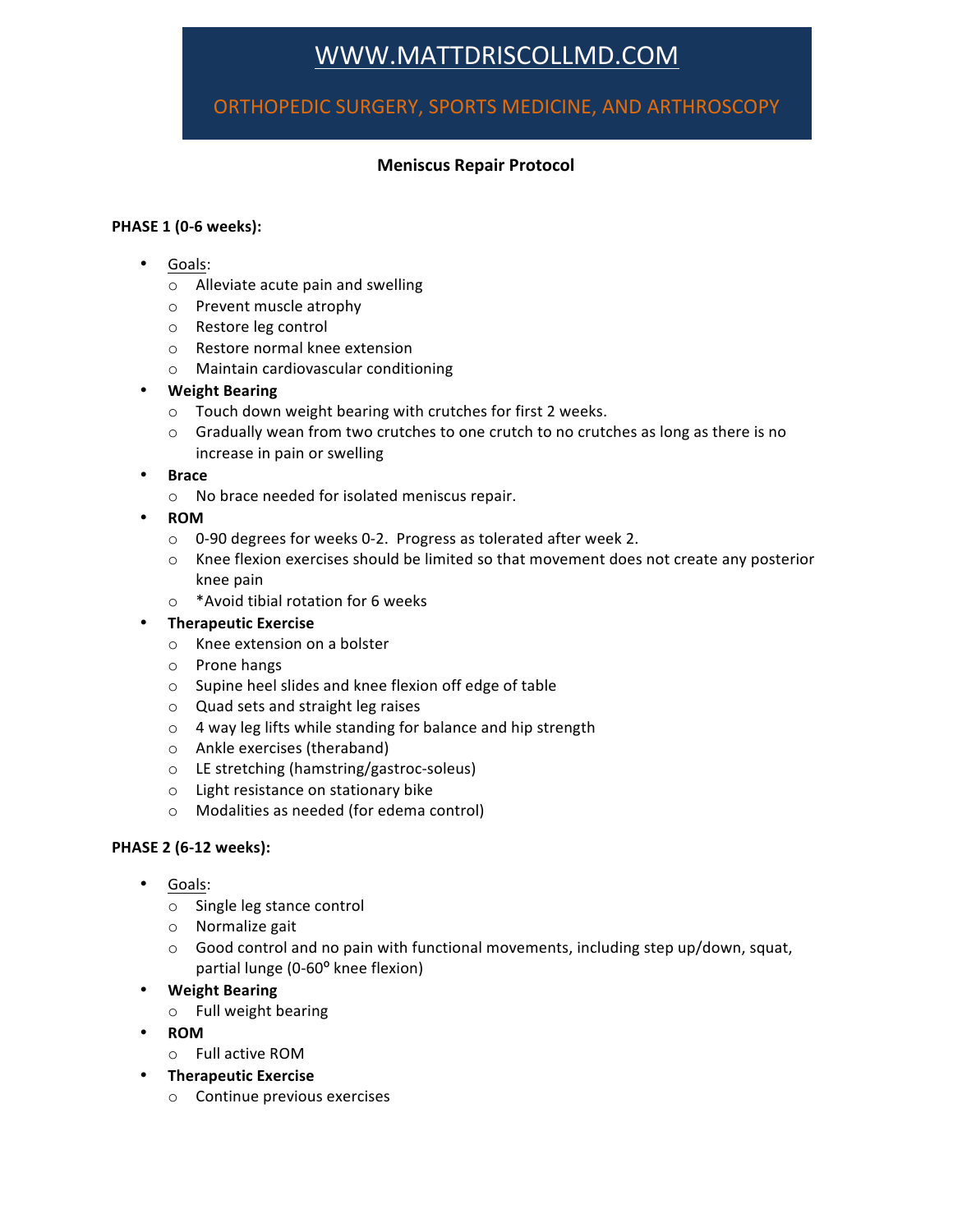# WWW.MATTDRISCOLLMD.COM

## ORTHOPEDIC SURGERY, SPORTS MEDICINE, AND ARTHROSCOPY

### Meniscus Repair Protocol

**PHASE 1 (0-6 weeks):**

- Goals:
  - Alleviate acute pain and swelling
  - Prevent muscle atrophy
  - Restore leg control
  - Restore normal knee extension
  - Maintain cardiovascular conditioning
- **Weight Bearing**
  - Touch down weight bearing with crutches for first 2 weeks.
  - Gradually wean from two crutches to one crutch to no crutches as long as there is no increase in pain or swelling
- **Brace**
  - No brace needed for isolated meniscus repair.
- **ROM**
  - 0-90 degrees for weeks 0-2. Progress as tolerated after week 2.
  - Knee flexion exercises should be limited so that movement does not create any posterior knee pain
  - *Avoid tibial rotation for 6 weeks
- **Therapeutic Exercise**
  - Knee extension on a bolster
  - Prone hangs
  - Supine heel slides and knee flexion off edge of table
  - Quad sets and straight leg raises
  - 4 way leg lifts while standing for balance and hip strength
  - Ankle exercises (theraband)
  - LE stretching (hamstring/gastroc-soleus)
  - Light resistance on stationary bike
  - Modalities as needed (for edema control)

**PHASE 2 (6-12 weeks):**

- Goals:
  - Single leg stance control
  - Normalize gait
  - Good control and no pain with functional movements, including step up/down, squat, partial lunge (0-60º knee flexion)
- **Weight Bearing**
  - Full weight bearing
- **ROM**
  - Full active ROM
- **Therapeutic Exercise**
  - Continue previous exercises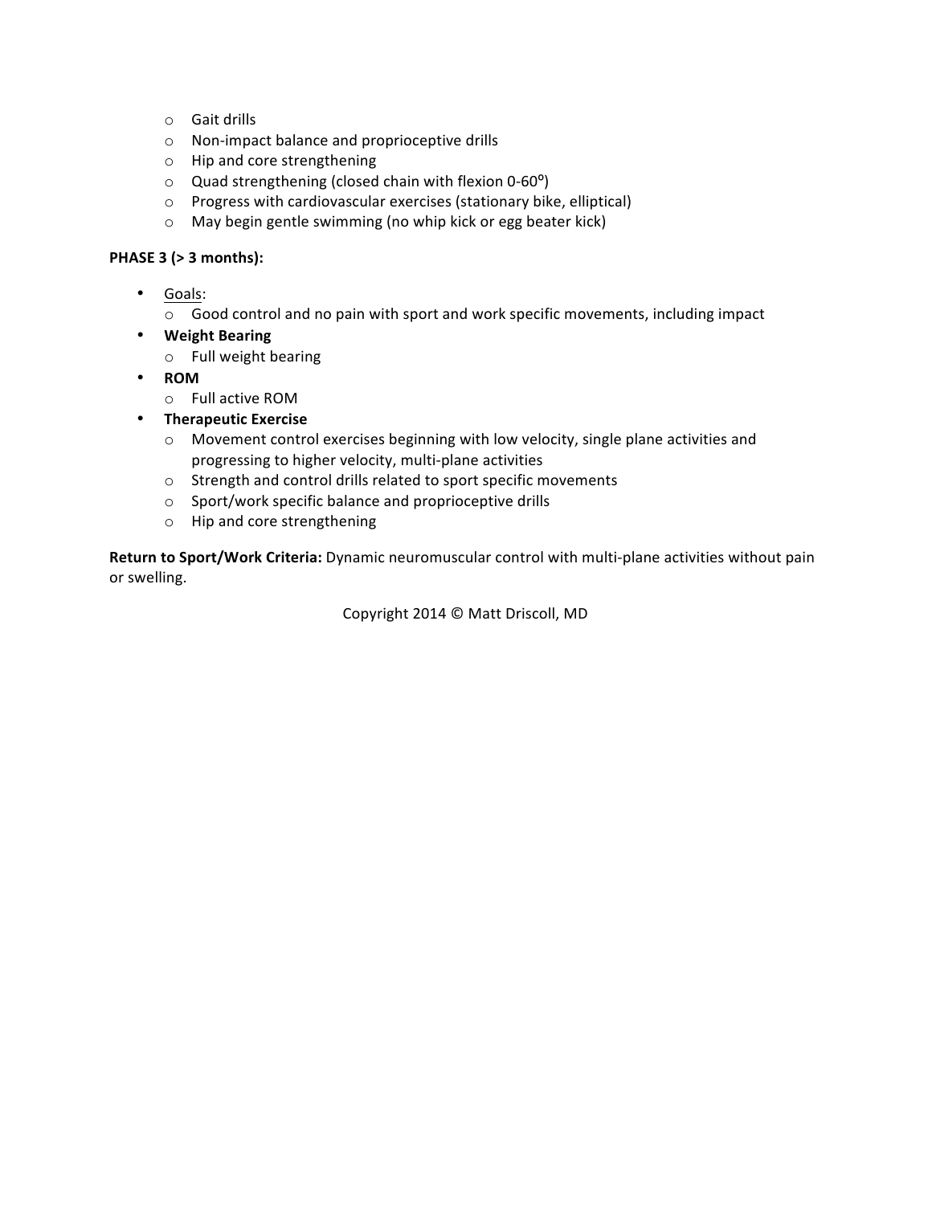- Gait drills
- Non-impact balance and proprioceptive drills
- Hip and core strengthening
- Quad strengthening (closed chain with flexion 0-60º)
- Progress with cardiovascular exercises (stationary bike, elliptical)
- May begin gentle swimming (no whip kick or egg beater kick)

**PHASE 3 (> 3 months):**

- Goals:
  - Good control and no pain with sport and work specific movements, including impact
- **Weight Bearing**
  - Full weight bearing
- **ROM**
  - Full active ROM
- **Therapeutic Exercise**
  - Movement control exercises beginning with low velocity, single plane activities and progressing to higher velocity, multi-plane activities
  - Strength and control drills related to sport specific movements
  - Sport/work specific balance and proprioceptive drills
  - Hip and core strengthening

**Return to Sport/Work Criteria:** Dynamic neuromuscular control with multi-plane activities without pain or swelling.

Copyright 2014 © Matt Driscoll, MD